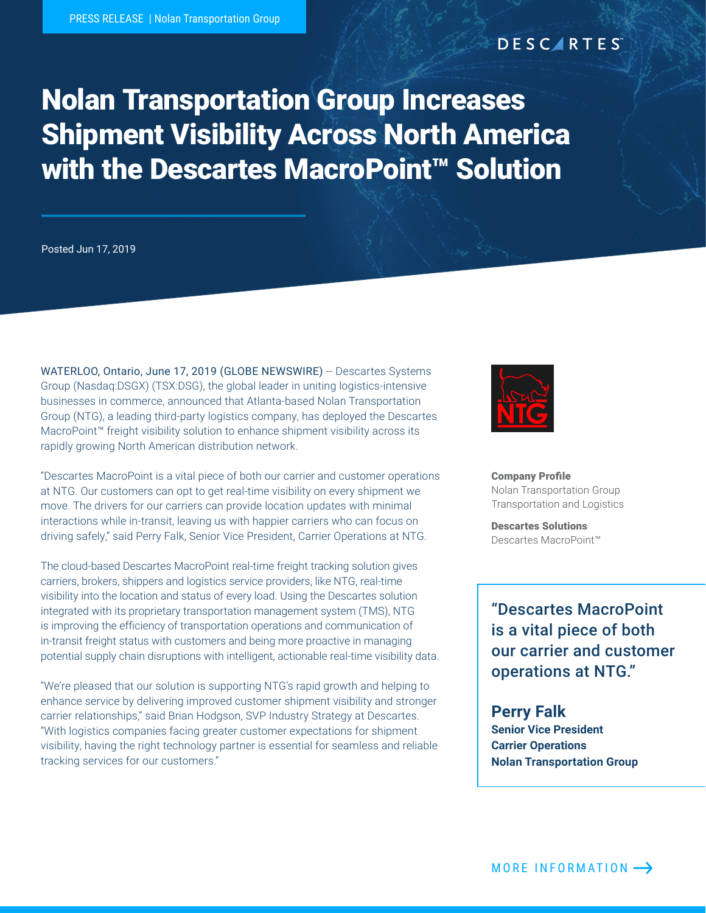PRESS RELEASE | Nolan Transportation Group

# Nolan Transportation Group Increases Shipment Visibility Across North America with the Descartes MacroPoint™ Solution

Posted Jun 17, 2019

WATERLOO, Ontario, June 17, 2019 (GLOBE NEWSWIRE) -- Descartes Systems Group (Nasdaq:DSGX) (TSX:DSG), the global leader in uniting logistics-intensive businesses in commerce, announced that Atlanta-based Nolan Transportation Group (NTG), a leading third-party logistics company, has deployed the Descartes MacroPoint™ freight visibility solution to enhance shipment visibility across its rapidly growing North American distribution network.

"Descartes MacroPoint is a vital piece of both our carrier and customer operations at NTG. Our customers can opt to get real-time visibility on every shipment we move. The drivers for our carriers can provide location updates with minimal interactions while in-transit, leaving us with happier carriers who can focus on driving safely," said Perry Falk, Senior Vice President, Carrier Operations at NTG.

The cloud-based Descartes MacroPoint real-time freight tracking solution gives carriers, brokers, shippers and logistics service providers, like NTG, real-time visibility into the location and status of every load. Using the Descartes solution integrated with its proprietary transportation management system (TMS), NTG is improving the efficiency of transportation operations and communication of in-transit freight status with customers and being more proactive in managing potential supply chain disruptions with intelligent, actionable real-time visibility data.

"We're pleased that our solution is supporting NTG's rapid growth and helping to enhance service by delivering improved customer shipment visibility and stronger carrier relationships," said Brian Hodgson, SVP Industry Strategy at Descartes. "With logistics companies facing greater customer expectations for shipment visibility, having the right technology partner is essential for seamless and reliable tracking services for our customers."

**Company Profile**
Nolan Transportation Group
Transportation and Logistics

**Descartes Solutions**
Descartes MacroPoint™

> "Descartes MacroPoint is a vital piece of both our carrier and customer operations at NTG."
>
> **Perry Falk**
> **Senior Vice President**
> **Carrier Operations**
> **Nolan Transportation Group**

MORE INFORMATION →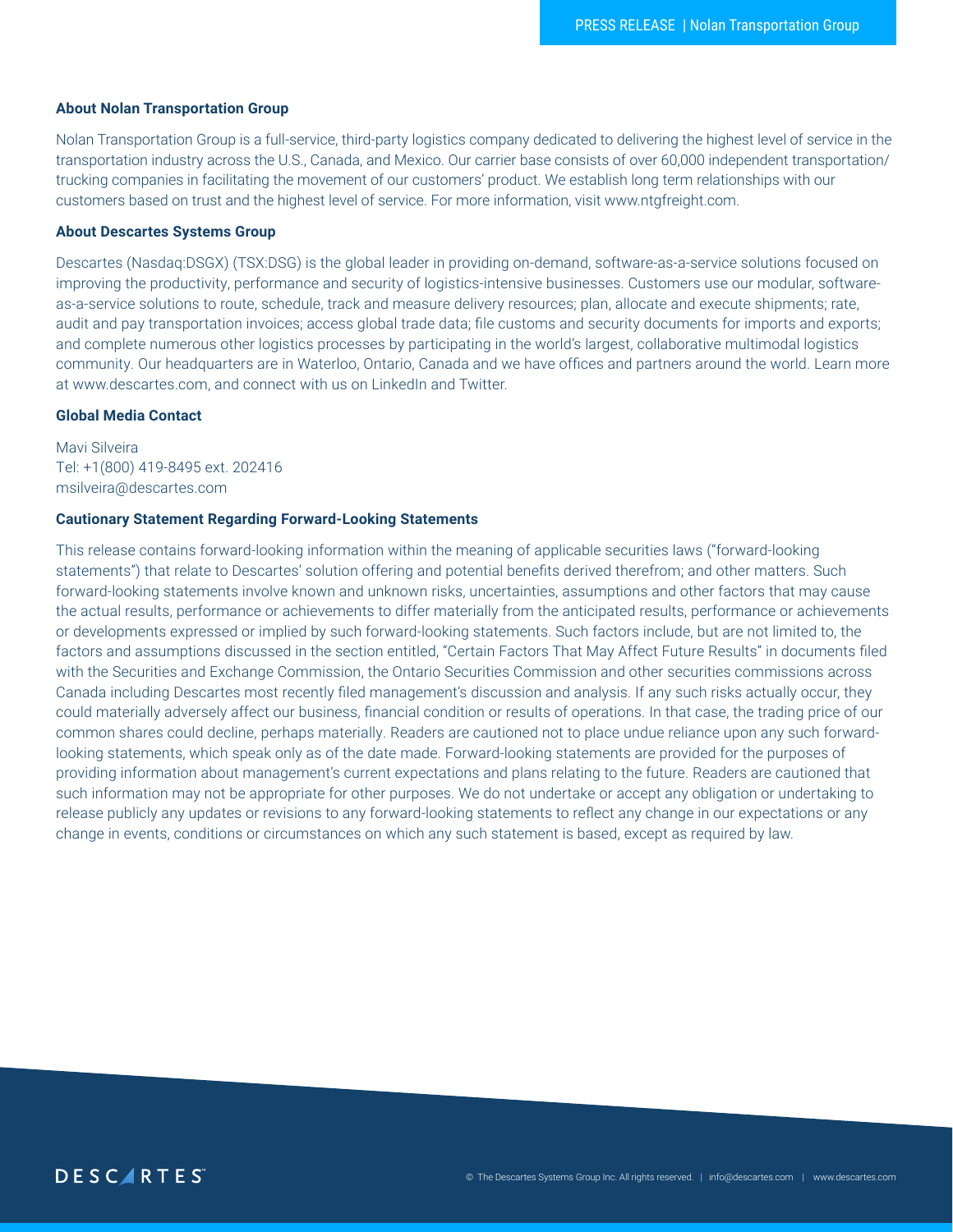### About Nolan Transportation Group

Nolan Transportation Group is a full-service, third-party logistics company dedicated to delivering the highest level of service in the transportation industry across the U.S., Canada, and Mexico. Our carrier base consists of over 60,000 independent transportation/trucking companies in facilitating the movement of our customers' product. We establish long term relationships with our customers based on trust and the highest level of service. For more information, visit www.ntgfreight.com.

### About Descartes Systems Group

Descartes (Nasdaq:DSGX) (TSX:DSG) is the global leader in providing on-demand, software-as-a-service solutions focused on improving the productivity, performance and security of logistics-intensive businesses. Customers use our modular, software-as-a-service solutions to route, schedule, track and measure delivery resources; plan, allocate and execute shipments; rate, audit and pay transportation invoices; access global trade data; file customs and security documents for imports and exports; and complete numerous other logistics processes by participating in the world's largest, collaborative multimodal logistics community. Our headquarters are in Waterloo, Ontario, Canada and we have offices and partners around the world. Learn more at www.descartes.com, and connect with us on LinkedIn and Twitter.

### Global Media Contact

Mavi Silveira
Tel: +1(800) 419-8495 ext. 202416
msilveira@descartes.com

### Cautionary Statement Regarding Forward-Looking Statements

This release contains forward-looking information within the meaning of applicable securities laws ("forward-looking statements") that relate to Descartes' solution offering and potential benefits derived therefrom; and other matters. Such forward-looking statements involve known and unknown risks, uncertainties, assumptions and other factors that may cause the actual results, performance or achievements to differ materially from the anticipated results, performance or achievements or developments expressed or implied by such forward-looking statements. Such factors include, but are not limited to, the factors and assumptions discussed in the section entitled, "Certain Factors That May Affect Future Results" in documents filed with the Securities and Exchange Commission, the Ontario Securities Commission and other securities commissions across Canada including Descartes most recently filed management's discussion and analysis. If any such risks actually occur, they could materially adversely affect our business, financial condition or results of operations. In that case, the trading price of our common shares could decline, perhaps materially. Readers are cautioned not to place undue reliance upon any such forward-looking statements, which speak only as of the date made. Forward-looking statements are provided for the purposes of providing information about management's current expectations and plans relating to the future. Readers are cautioned that such information may not be appropriate for other purposes. We do not undertake or accept any obligation or undertaking to release publicly any updates or revisions to any forward-looking statements to reflect any change in our expectations or any change in events, conditions or circumstances on which any such statement is based, except as required by law.